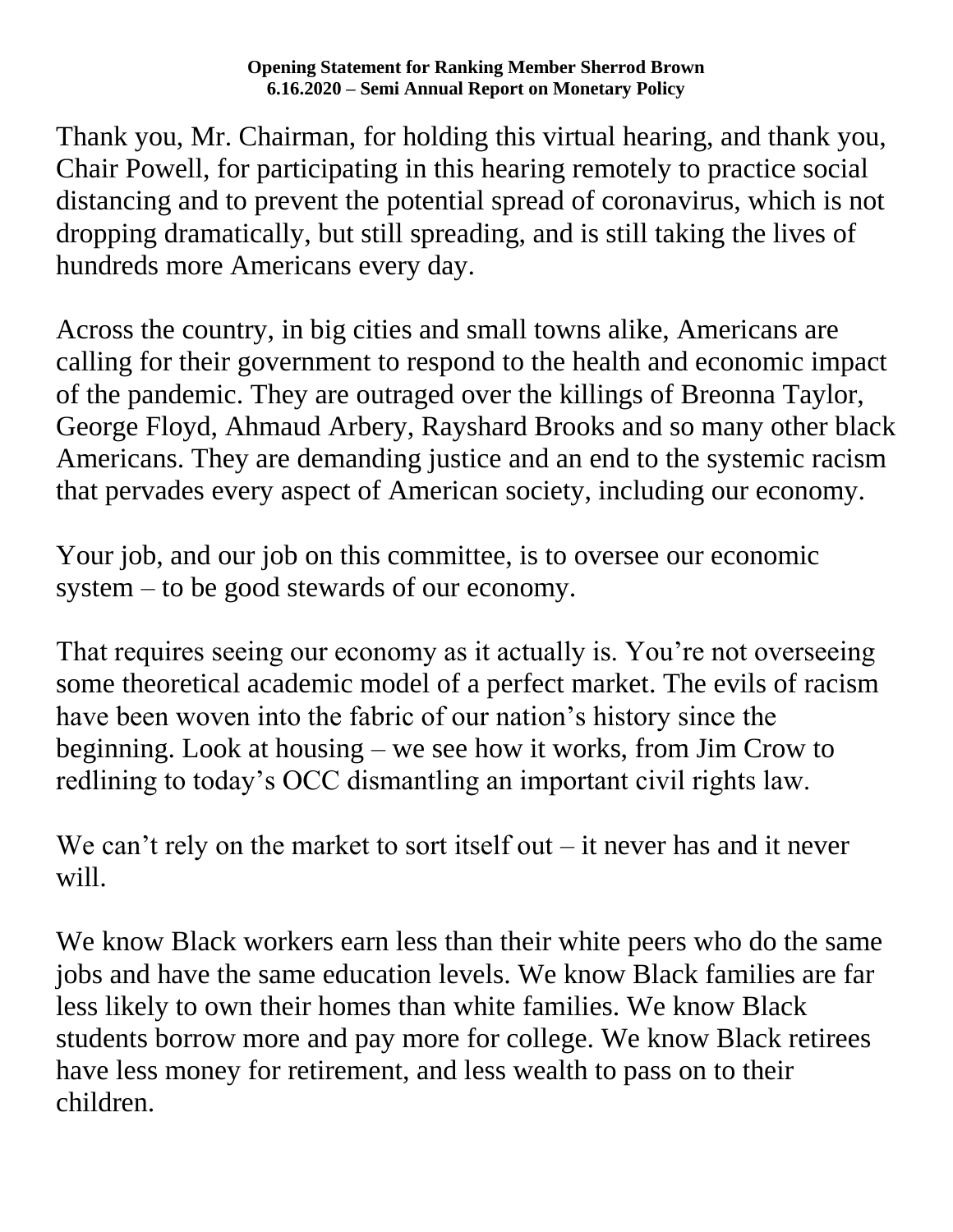**Opening Statement for Ranking Member Sherrod Brown**
**6.16.2020 – Semi Annual Report on Monetary Policy**

Thank you, Mr. Chairman, for holding this virtual hearing, and thank you, Chair Powell, for participating in this hearing remotely to practice social distancing and to prevent the potential spread of coronavirus, which is not dropping dramatically, but still spreading, and is still taking the lives of hundreds more Americans every day.

Across the country, in big cities and small towns alike, Americans are calling for their government to respond to the health and economic impact of the pandemic. They are outraged over the killings of Breonna Taylor, George Floyd, Ahmaud Arbery, Rayshard Brooks and so many other black Americans. They are demanding justice and an end to the systemic racism that pervades every aspect of American society, including our economy.

Your job, and our job on this committee, is to oversee our economic system – to be good stewards of our economy.

That requires seeing our economy as it actually is. You're not overseeing some theoretical academic model of a perfect market. The evils of racism have been woven into the fabric of our nation's history since the beginning. Look at housing – we see how it works, from Jim Crow to redlining to today's OCC dismantling an important civil rights law.

We can't rely on the market to sort itself out – it never has and it never will.

We know Black workers earn less than their white peers who do the same jobs and have the same education levels. We know Black families are far less likely to own their homes than white families. We know Black students borrow more and pay more for college. We know Black retirees have less money for retirement, and less wealth to pass on to their children.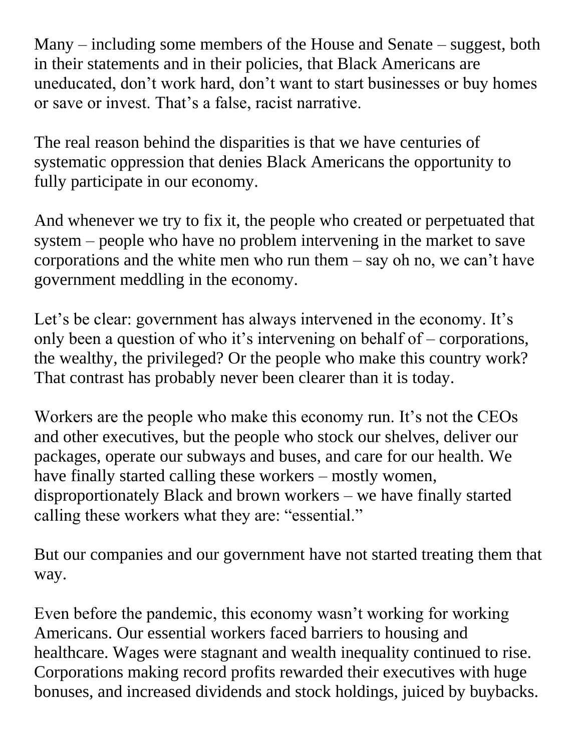Many – including some members of the House and Senate – suggest, both in their statements and in their policies, that Black Americans are uneducated, don't work hard, don't want to start businesses or buy homes or save or invest. That's a false, racist narrative.

The real reason behind the disparities is that we have centuries of systematic oppression that denies Black Americans the opportunity to fully participate in our economy.

And whenever we try to fix it, the people who created or perpetuated that system – people who have no problem intervening in the market to save corporations and the white men who run them – say oh no, we can't have government meddling in the economy.

Let's be clear: government has always intervened in the economy. It's only been a question of who it's intervening on behalf of – corporations, the wealthy, the privileged? Or the people who make this country work? That contrast has probably never been clearer than it is today.

Workers are the people who make this economy run. It's not the CEOs and other executives, but the people who stock our shelves, deliver our packages, operate our subways and buses, and care for our health. We have finally started calling these workers – mostly women, disproportionately Black and brown workers – we have finally started calling these workers what they are: "essential."

But our companies and our government have not started treating them that way.

Even before the pandemic, this economy wasn't working for working Americans. Our essential workers faced barriers to housing and healthcare. Wages were stagnant and wealth inequality continued to rise. Corporations making record profits rewarded their executives with huge bonuses, and increased dividends and stock holdings, juiced by buybacks.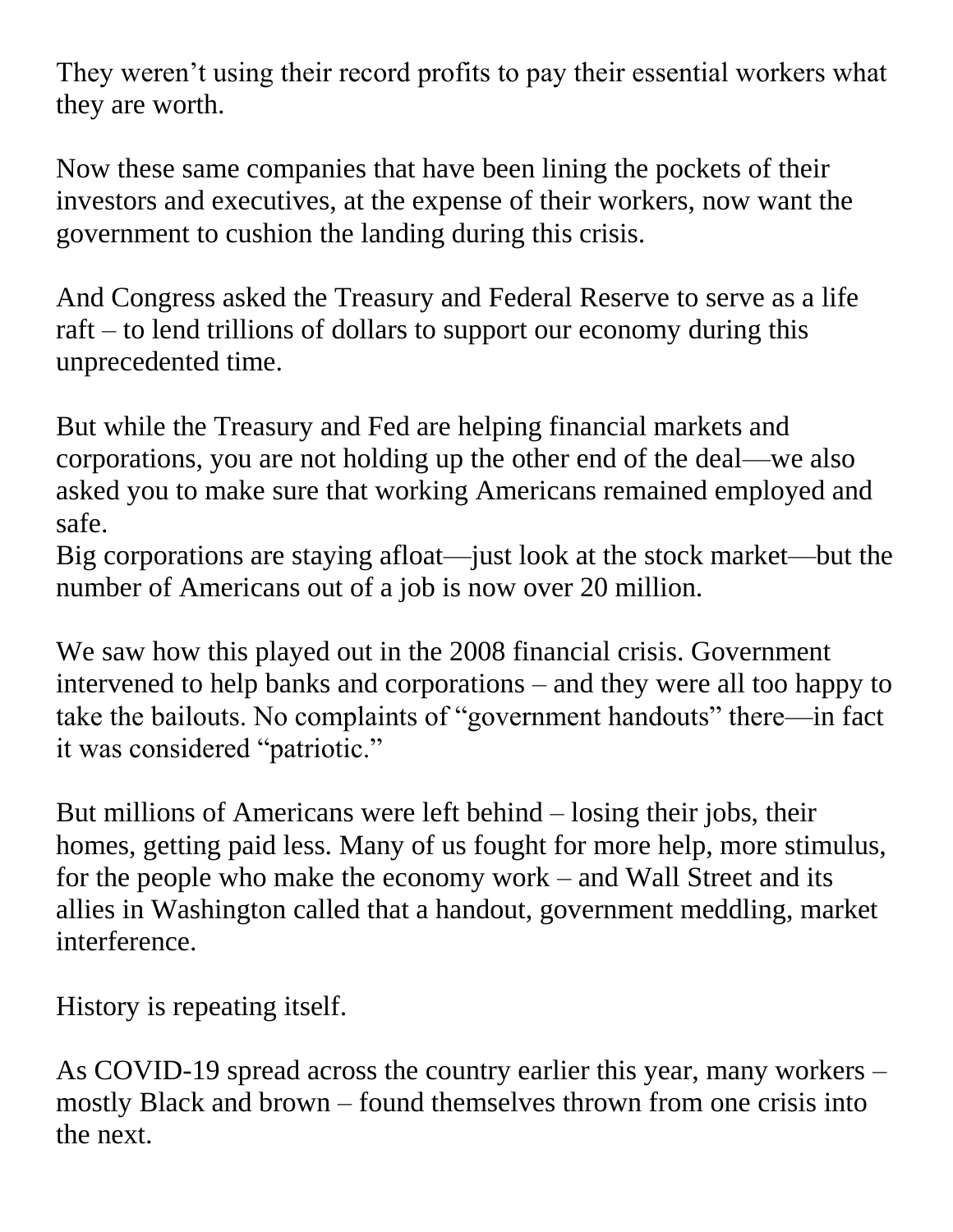They weren't using their record profits to pay their essential workers what they are worth.

Now these same companies that have been lining the pockets of their investors and executives, at the expense of their workers, now want the government to cushion the landing during this crisis.

And Congress asked the Treasury and Federal Reserve to serve as a life raft – to lend trillions of dollars to support our economy during this unprecedented time.

But while the Treasury and Fed are helping financial markets and corporations, you are not holding up the other end of the deal—we also asked you to make sure that working Americans remained employed and safe.
Big corporations are staying afloat—just look at the stock market—but the number of Americans out of a job is now over 20 million.

We saw how this played out in the 2008 financial crisis. Government intervened to help banks and corporations – and they were all too happy to take the bailouts. No complaints of "government handouts" there—in fact it was considered "patriotic."

But millions of Americans were left behind – losing their jobs, their homes, getting paid less. Many of us fought for more help, more stimulus, for the people who make the economy work – and Wall Street and its allies in Washington called that a handout, government meddling, market interference.

History is repeating itself.

As COVID-19 spread across the country earlier this year, many workers – mostly Black and brown – found themselves thrown from one crisis into the next.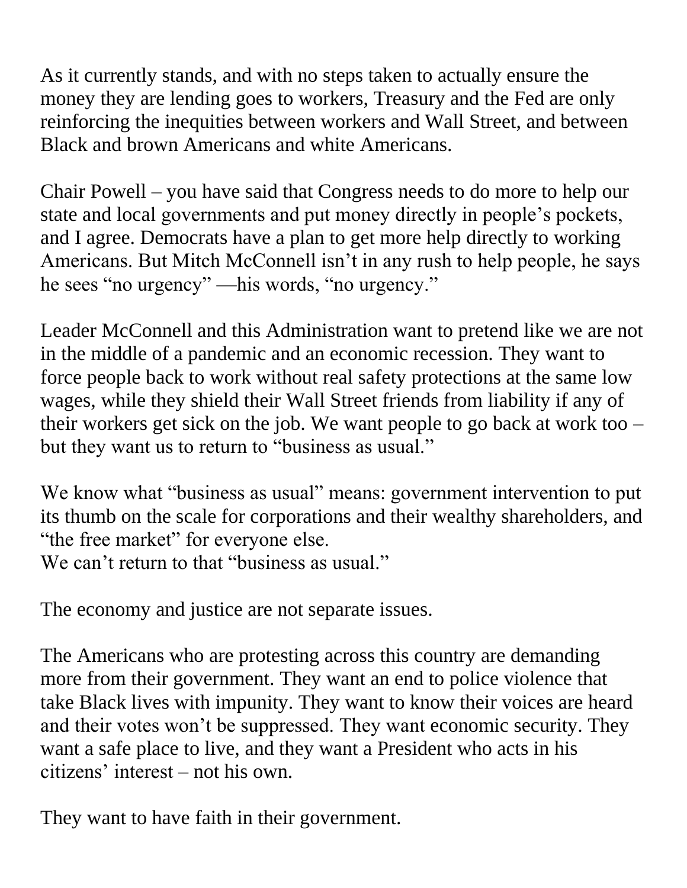As it currently stands, and with no steps taken to actually ensure the money they are lending goes to workers, Treasury and the Fed are only reinforcing the inequities between workers and Wall Street, and between Black and brown Americans and white Americans.

Chair Powell – you have said that Congress needs to do more to help our state and local governments and put money directly in people's pockets, and I agree. Democrats have a plan to get more help directly to working Americans. But Mitch McConnell isn't in any rush to help people, he says he sees "no urgency" —his words, "no urgency."

Leader McConnell and this Administration want to pretend like we are not in the middle of a pandemic and an economic recession. They want to force people back to work without real safety protections at the same low wages, while they shield their Wall Street friends from liability if any of their workers get sick on the job. We want people to go back at work too – but they want us to return to "business as usual."

We know what "business as usual" means: government intervention to put its thumb on the scale for corporations and their wealthy shareholders, and "the free market" for everyone else.
We can't return to that "business as usual."

The economy and justice are not separate issues.

The Americans who are protesting across this country are demanding more from their government. They want an end to police violence that take Black lives with impunity. They want to know their voices are heard and their votes won't be suppressed. They want economic security. They want a safe place to live, and they want a President who acts in his citizens' interest – not his own.

They want to have faith in their government.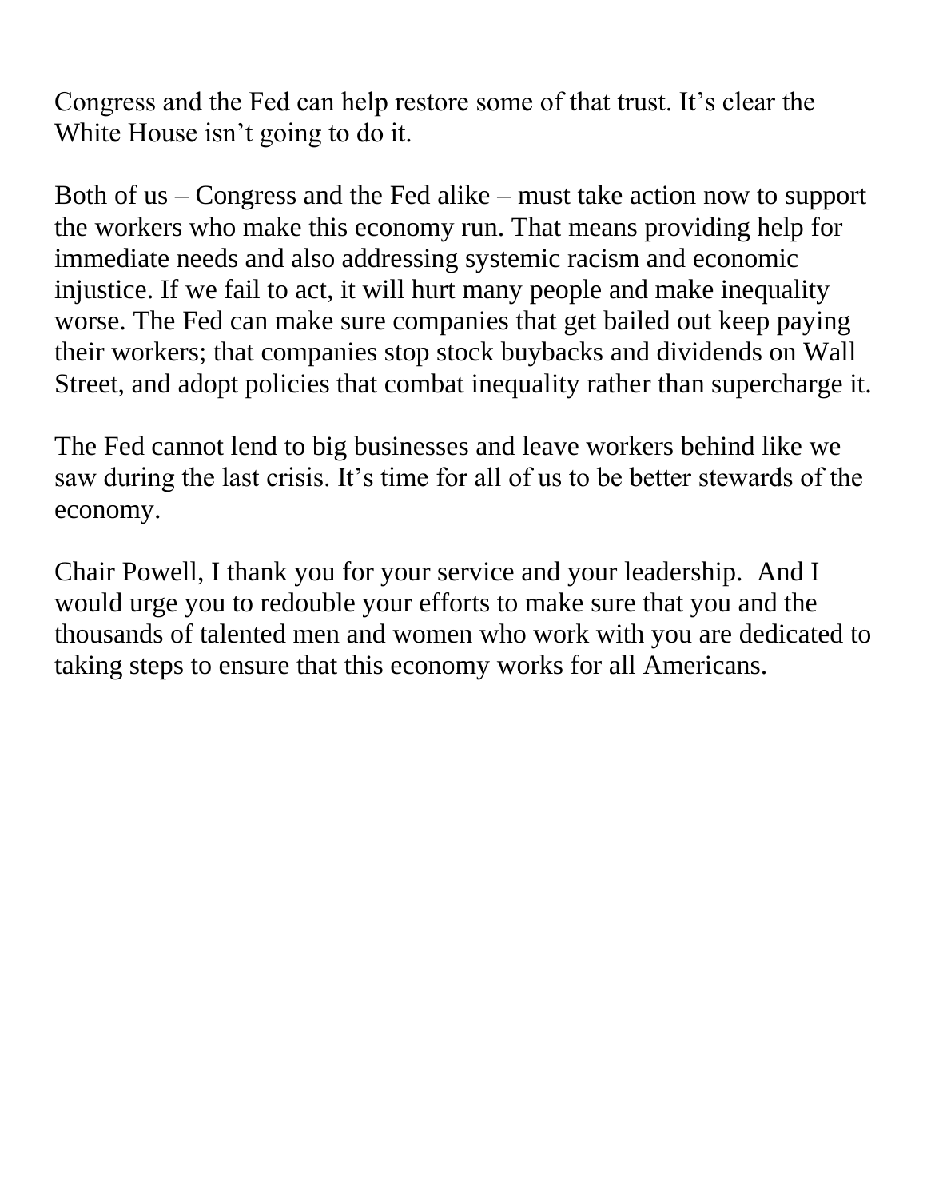Congress and the Fed can help restore some of that trust. It's clear the White House isn't going to do it.

Both of us – Congress and the Fed alike – must take action now to support the workers who make this economy run. That means providing help for immediate needs and also addressing systemic racism and economic injustice. If we fail to act, it will hurt many people and make inequality worse. The Fed can make sure companies that get bailed out keep paying their workers; that companies stop stock buybacks and dividends on Wall Street, and adopt policies that combat inequality rather than supercharge it.

The Fed cannot lend to big businesses and leave workers behind like we saw during the last crisis. It's time for all of us to be better stewards of the economy.

Chair Powell, I thank you for your service and your leadership. And I would urge you to redouble your efforts to make sure that you and the thousands of talented men and women who work with you are dedicated to taking steps to ensure that this economy works for all Americans.